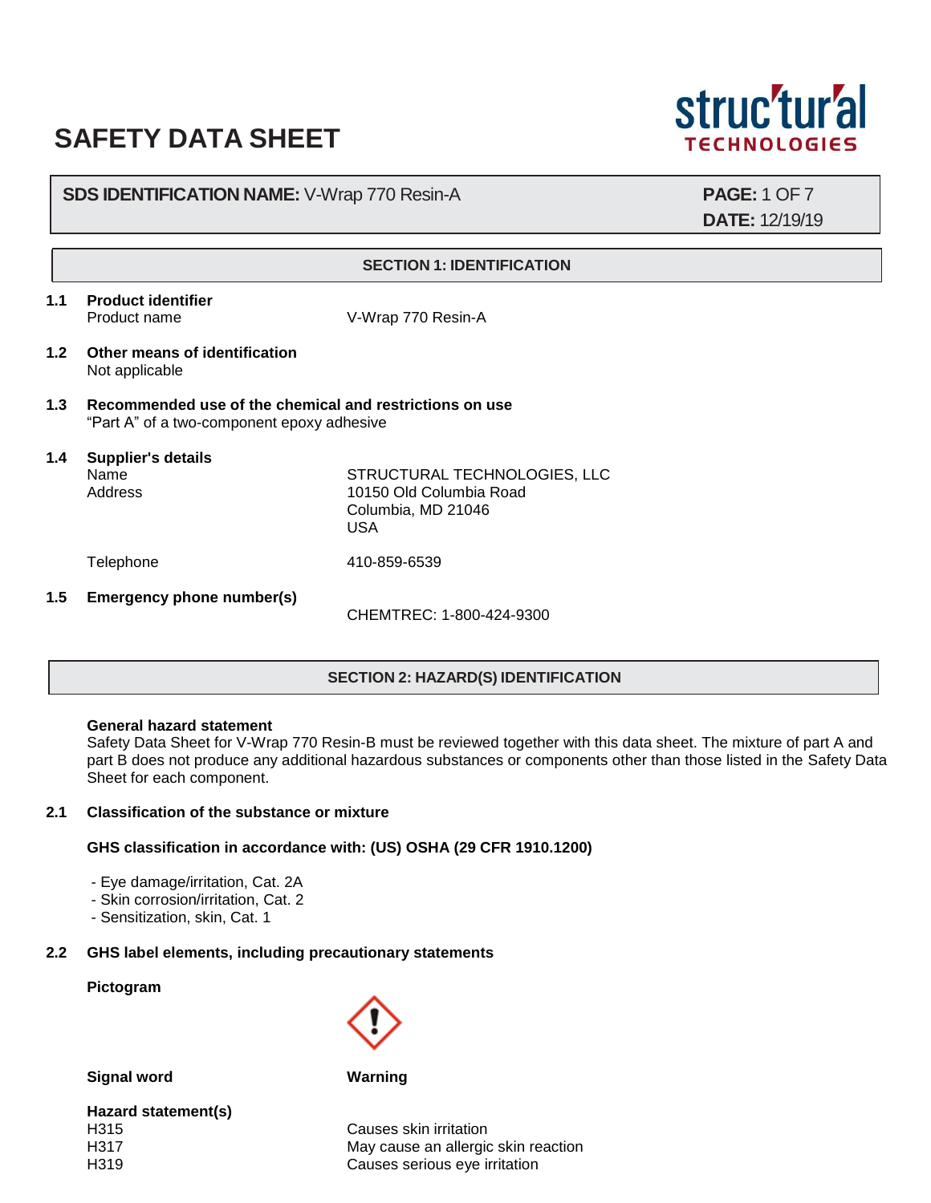# SAFETY DATA SHEET

**SDS IDENTIFICATION NAME:** V-Wrap 770 Resin-A

**DATE:** 12/19/19

## SECTION 1: IDENTIFICATION

**1.1 Product identifier**

Product name: V-Wrap 770 Resin-A

**1.2 Other means of identification**

Not applicable

**1.3 Recommended use of the chemical and restrictions on use**

"Part A" of a two-component epoxy adhesive

**1.4 Supplier's details**

| | |
|---|---|
| Name | STRUCTURAL TECHNOLOGIES, LLC |
| Address | 10150 Old Columbia Road<br>Columbia, MD 21046<br>USA |
| Telephone | 410-859-6539 |

**1.5 Emergency phone number(s)**

CHEMTREC: 1-800-424-9300

## SECTION 2: HAZARD(S) IDENTIFICATION

**General hazard statement**

Safety Data Sheet for V-Wrap 770 Resin-B must be reviewed together with this data sheet. The mixture of part A and part B does not produce any additional hazardous substances or components other than those listed in the Safety Data Sheet for each component.

**2.1 Classification of the substance or mixture**

**GHS classification in accordance with: (US) OSHA (29 CFR 1910.1200)**

- Eye damage/irritation, Cat. 2A
- Skin corrosion/irritation, Cat. 2
- Sensitization, skin, Cat. 1

**2.2 GHS label elements, including precautionary statements**

**Pictogram**

**Signal word** — **Warning**

**Hazard statement(s)**

| | |
|---|---|
| H315 | Causes skin irritation |
| H317 | May cause an allergic skin reaction |
| H319 | Causes serious eye irritation |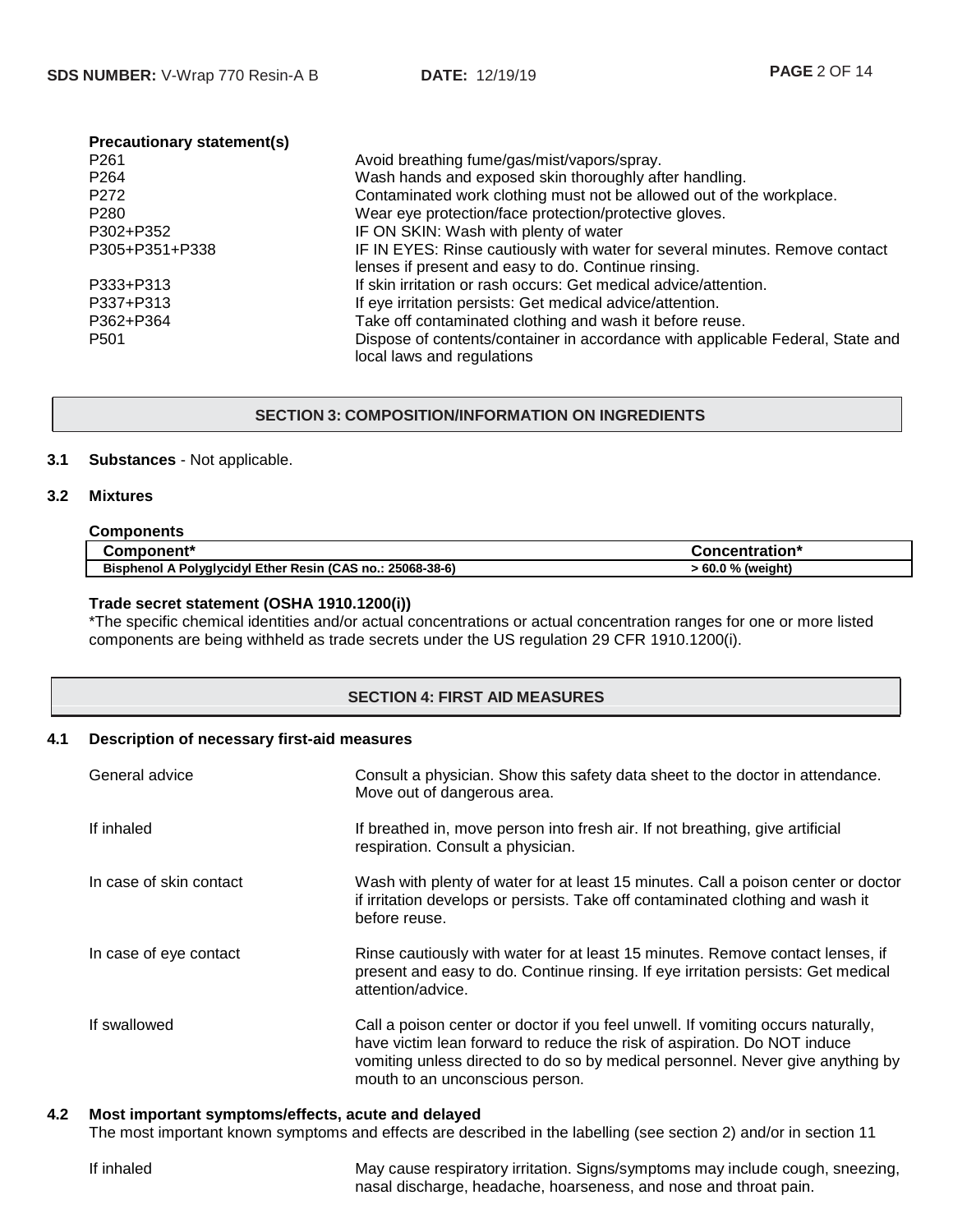**Precautionary statement(s)**

| | |
|---|---|
| P261 | Avoid breathing fume/gas/mist/vapors/spray. |
| P264 | Wash hands and exposed skin thoroughly after handling. |
| P272 | Contaminated work clothing must not be allowed out of the workplace. |
| P280 | Wear eye protection/face protection/protective gloves. |
| P302+P352 | IF ON SKIN: Wash with plenty of water |
| P305+P351+P338 | IF IN EYES: Rinse cautiously with water for several minutes. Remove contact lenses if present and easy to do. Continue rinsing. |
| P333+P313 | If skin irritation or rash occurs: Get medical advice/attention. |
| P337+P313 | If eye irritation persists: Get medical advice/attention. |
| P362+P364 | Take off contaminated clothing and wash it before reuse. |
| P501 | Dispose of contents/container in accordance with applicable Federal, State and local laws and regulations |

## SECTION 3: COMPOSITION/INFORMATION ON INGREDIENTS

**3.1 Substances** - Not applicable.

**3.2 Mixtures**

**Components**

| Component* | Concentration* |
|---|---|
| **Bisphenol A Polyglycidyl Ether Resin (CAS no.: 25068-38-6)** | **> 60.0 % (weight)** |

**Trade secret statement (OSHA 1910.1200(i))**

*The specific chemical identities and/or actual concentrations or actual concentration ranges for one or more listed components are being withheld as trade secrets under the US regulation 29 CFR 1910.1200(i).

## SECTION 4: FIRST AID MEASURES

**4.1 Description of necessary first-aid measures**

| | |
|---|---|
| General advice | Consult a physician. Show this safety data sheet to the doctor in attendance. Move out of dangerous area. |
| If inhaled | If breathed in, move person into fresh air. If not breathing, give artificial respiration. Consult a physician. |
| In case of skin contact | Wash with plenty of water for at least 15 minutes. Call a poison center or doctor if irritation develops or persists. Take off contaminated clothing and wash it before reuse. |
| In case of eye contact | Rinse cautiously with water for at least 15 minutes. Remove contact lenses, if present and easy to do. Continue rinsing. If eye irritation persists: Get medical attention/advice. |
| If swallowed | Call a poison center or doctor if you feel unwell. If vomiting occurs naturally, have victim lean forward to reduce the risk of aspiration. Do NOT induce vomiting unless directed to do so by medical personnel. Never give anything by mouth to an unconscious person. |

**4.2 Most important symptoms/effects, acute and delayed**

The most important known symptoms and effects are described in the labelling (see section 2) and/or in section 11

| | |
|---|---|
| If inhaled | May cause respiratory irritation. Signs/symptoms may include cough, sneezing, nasal discharge, headache, hoarseness, and nose and throat pain. |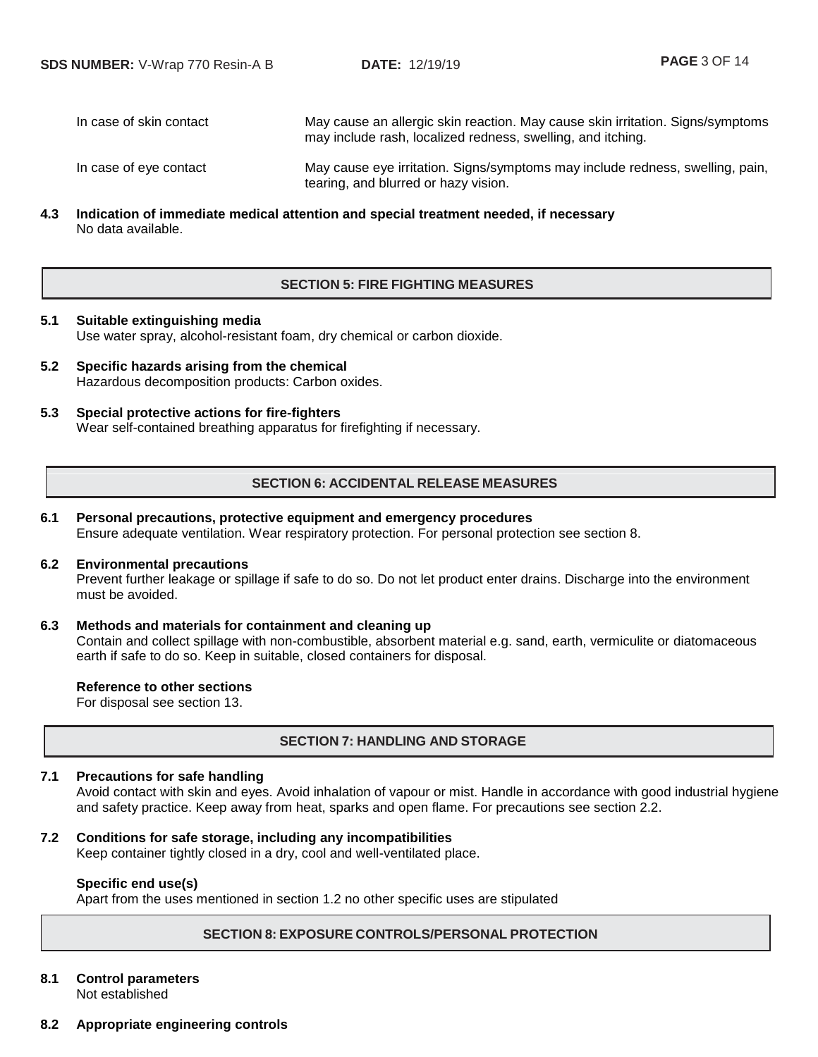| | |
|---|---|
| In case of skin contact | May cause an allergic skin reaction. May cause skin irritation. Signs/symptoms may include rash, localized redness, swelling, and itching. |
| In case of eye contact | May cause eye irritation. Signs/symptoms may include redness, swelling, pain, tearing, and blurred or hazy vision. |

**4.3 Indication of immediate medical attention and special treatment needed, if necessary**
No data available.

## SECTION 5: FIRE FIGHTING MEASURES

**5.1 Suitable extinguishing media**
Use water spray, alcohol-resistant foam, dry chemical or carbon dioxide.

**5.2 Specific hazards arising from the chemical**
Hazardous decomposition products: Carbon oxides.

**5.3 Special protective actions for fire-fighters**
Wear self-contained breathing apparatus for firefighting if necessary.

## SECTION 6: ACCIDENTAL RELEASE MEASURES

**6.1 Personal precautions, protective equipment and emergency procedures**
Ensure adequate ventilation. Wear respiratory protection. For personal protection see section 8.

**6.2 Environmental precautions**
Prevent further leakage or spillage if safe to do so. Do not let product enter drains. Discharge into the environment must be avoided.

**6.3 Methods and materials for containment and cleaning up**
Contain and collect spillage with non-combustible, absorbent material e.g. sand, earth, vermiculite or diatomaceous earth if safe to do so. Keep in suitable, closed containers for disposal.

**Reference to other sections**
For disposal see section 13.

## SECTION 7: HANDLING AND STORAGE

**7.1 Precautions for safe handling**
Avoid contact with skin and eyes. Avoid inhalation of vapour or mist. Handle in accordance with good industrial hygiene and safety practice. Keep away from heat, sparks and open flame. For precautions see section 2.2.

**7.2 Conditions for safe storage, including any incompatibilities**
Keep container tightly closed in a dry, cool and well-ventilated place.

**Specific end use(s)**
Apart from the uses mentioned in section 1.2 no other specific uses are stipulated

## SECTION 8: EXPOSURE CONTROLS/PERSONAL PROTECTION

**8.1 Control parameters**
Not established

**8.2 Appropriate engineering controls**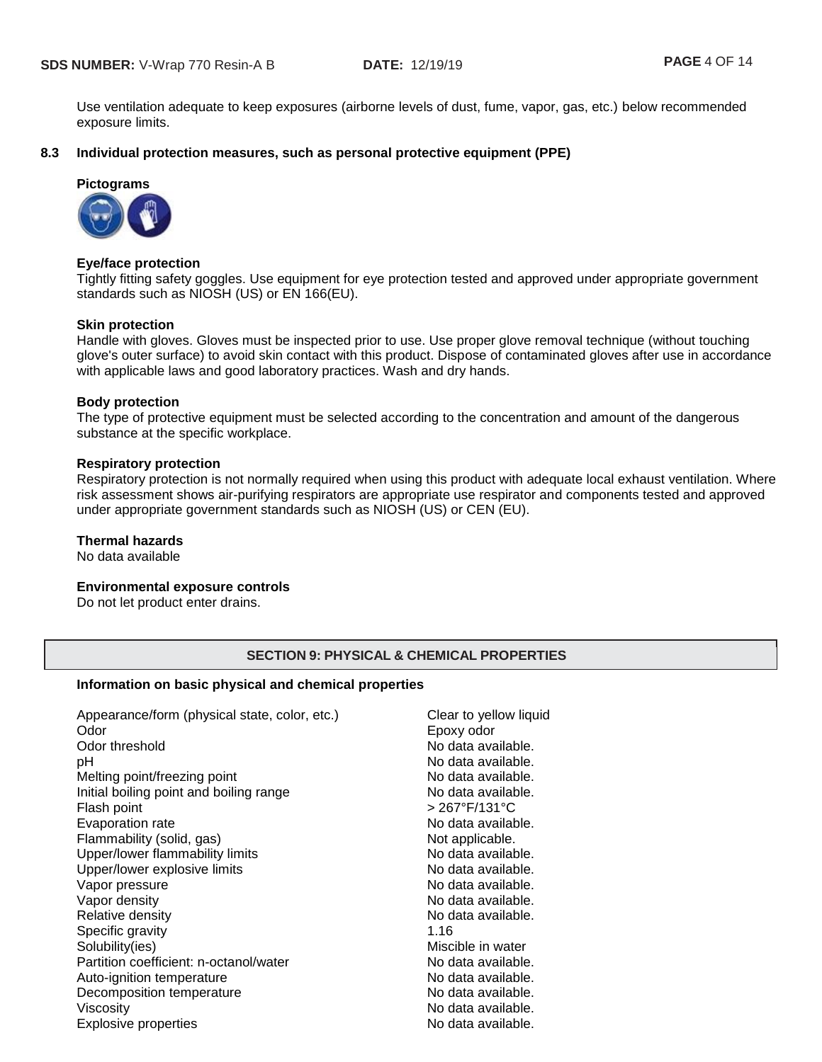Use ventilation adequate to keep exposures (airborne levels of dust, fume, vapor, gas, etc.) below recommended exposure limits.

### 8.3 Individual protection measures, such as personal protective equipment (PPE)

**Pictograms**

**Eye/face protection**

Tightly fitting safety goggles. Use equipment for eye protection tested and approved under appropriate government standards such as NIOSH (US) or EN 166(EU).

**Skin protection**

Handle with gloves. Gloves must be inspected prior to use. Use proper glove removal technique (without touching glove's outer surface) to avoid skin contact with this product. Dispose of contaminated gloves after use in accordance with applicable laws and good laboratory practices. Wash and dry hands.

**Body protection**

The type of protective equipment must be selected according to the concentration and amount of the dangerous substance at the specific workplace.

**Respiratory protection**

Respiratory protection is not normally required when using this product with adequate local exhaust ventilation. Where risk assessment shows air-purifying respirators are appropriate use respirator and components tested and approved under appropriate government standards such as NIOSH (US) or CEN (EU).

**Thermal hazards**

No data available

**Environmental exposure controls**

Do not let product enter drains.

## SECTION 9: PHYSICAL & CHEMICAL PROPERTIES

**Information on basic physical and chemical properties**

| Property | Value |
|---|---|
| Appearance/form (physical state, color, etc.) | Clear to yellow liquid |
| Odor | Epoxy odor |
| Odor threshold | No data available. |
| pH | No data available. |
| Melting point/freezing point | No data available. |
| Initial boiling point and boiling range | No data available. |
| Flash point | > 267°F/131°C |
| Evaporation rate | No data available. |
| Flammability (solid, gas) | Not applicable. |
| Upper/lower flammability limits | No data available. |
| Upper/lower explosive limits | No data available. |
| Vapor pressure | No data available. |
| Vapor density | No data available. |
| Relative density | No data available. |
| Specific gravity | 1.16 |
| Solubility(ies) | Miscible in water |
| Partition coefficient: n-octanol/water | No data available. |
| Auto-ignition temperature | No data available. |
| Decomposition temperature | No data available. |
| Viscosity | No data available. |
| Explosive properties | No data available. |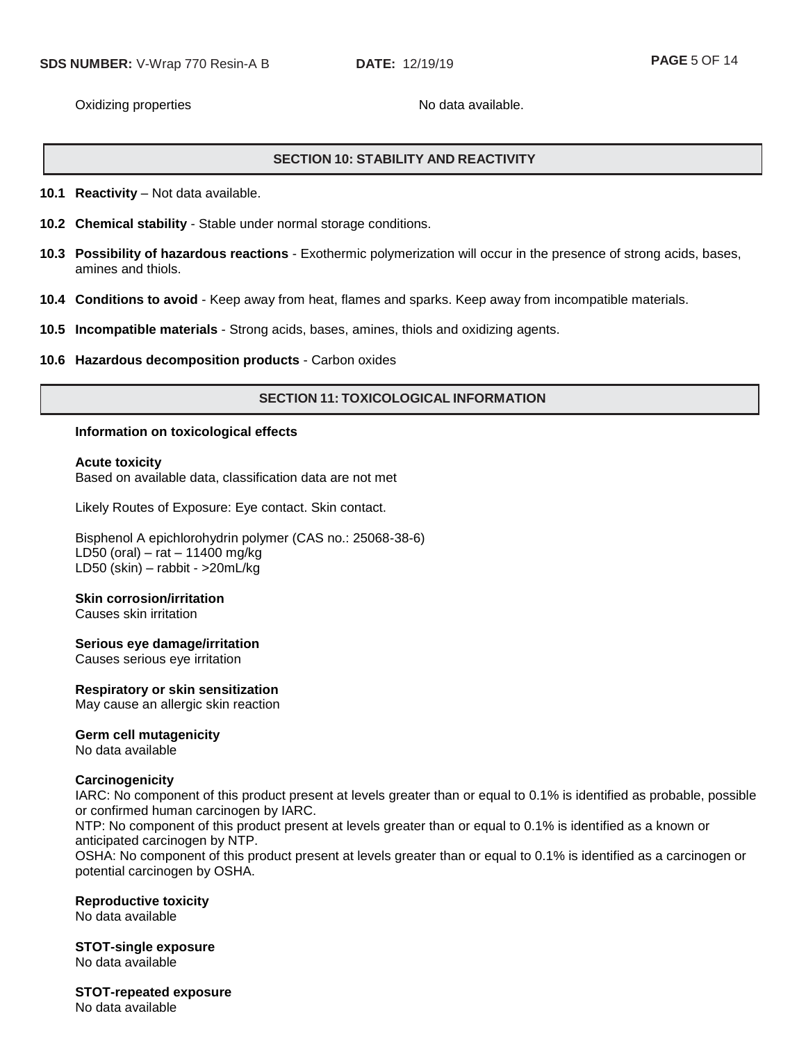Oxidizing properties | No data available.

## SECTION 10: STABILITY AND REACTIVITY

**10.1 Reactivity** – Not data available.

**10.2 Chemical stability** - Stable under normal storage conditions.

**10.3 Possibility of hazardous reactions** - Exothermic polymerization will occur in the presence of strong acids, bases, amines and thiols.

**10.4 Conditions to avoid** - Keep away from heat, flames and sparks. Keep away from incompatible materials.

**10.5 Incompatible materials** - Strong acids, bases, amines, thiols and oxidizing agents.

**10.6 Hazardous decomposition products** - Carbon oxides

## SECTION 11: TOXICOLOGICAL INFORMATION

**Information on toxicological effects**

**Acute toxicity**
Based on available data, classification data are not met

Likely Routes of Exposure: Eye contact. Skin contact.

Bisphenol A epichlorohydrin polymer (CAS no.: 25068-38-6)
LD50 (oral) – rat – 11400 mg/kg
LD50 (skin) – rabbit - >20mL/kg

**Skin corrosion/irritation**
Causes skin irritation

**Serious eye damage/irritation**
Causes serious eye irritation

**Respiratory or skin sensitization**
May cause an allergic skin reaction

**Germ cell mutagenicity**
No data available

**Carcinogenicity**
IARC: No component of this product present at levels greater than or equal to 0.1% is identified as probable, possible or confirmed human carcinogen by IARC.
NTP: No component of this product present at levels greater than or equal to 0.1% is identified as a known or anticipated carcinogen by NTP.
OSHA: No component of this product present at levels greater than or equal to 0.1% is identified as a carcinogen or potential carcinogen by OSHA.

**Reproductive toxicity**
No data available

**STOT-single exposure**
No data available

**STOT-repeated exposure**
No data available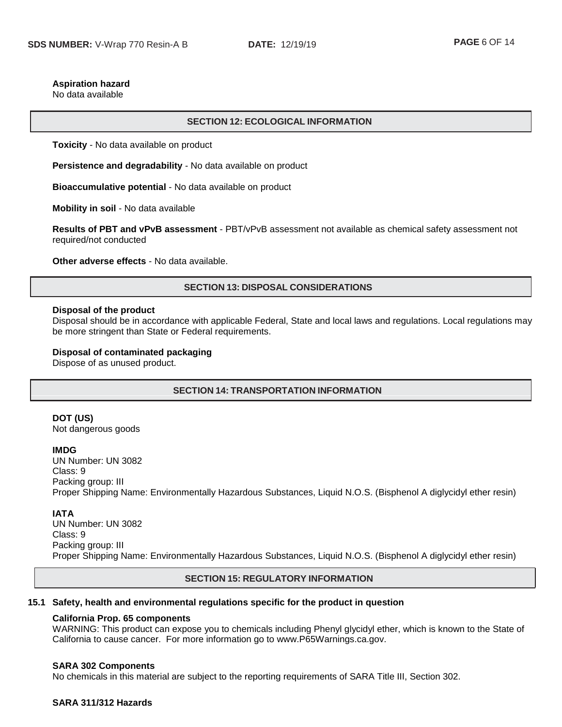**Aspiration hazard**
No data available

## SECTION 12: ECOLOGICAL INFORMATION

**Toxicity** - No data available on product

**Persistence and degradability** - No data available on product

**Bioaccumulative potential** - No data available on product

**Mobility in soil** - No data available

**Results of PBT and vPvB assessment** - PBT/vPvB assessment not available as chemical safety assessment not required/not conducted

**Other adverse effects** - No data available.

## SECTION 13: DISPOSAL CONSIDERATIONS

**Disposal of the product**
Disposal should be in accordance with applicable Federal, State and local laws and regulations. Local regulations may be more stringent than State or Federal requirements.

**Disposal of contaminated packaging**
Dispose of as unused product.

## SECTION 14: TRANSPORTATION INFORMATION

**DOT (US)**
Not dangerous goods

**IMDG**
UN Number: UN 3082
Class: 9
Packing group: III
Proper Shipping Name: Environmentally Hazardous Substances, Liquid N.O.S. (Bisphenol A diglycidyl ether resin)

**IATA**
UN Number: UN 3082
Class: 9
Packing group: III
Proper Shipping Name: Environmentally Hazardous Substances, Liquid N.O.S. (Bisphenol A diglycidyl ether resin)

## SECTION 15: REGULATORY INFORMATION

### 15.1 Safety, health and environmental regulations specific for the product in question

**California Prop. 65 components**
WARNING: This product can expose you to chemicals including Phenyl glycidyl ether, which is known to the State of California to cause cancer. For more information go to www.P65Warnings.ca.gov.

**SARA 302 Components**
No chemicals in this material are subject to the reporting requirements of SARA Title III, Section 302.

**SARA 311/312 Hazards**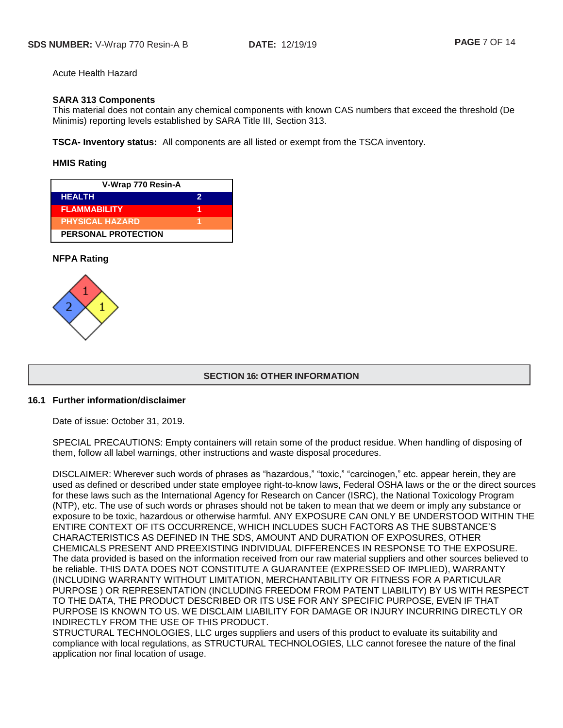Acute Health Hazard

**SARA 313 Components**
This material does not contain any chemical components with known CAS numbers that exceed the threshold (De Minimis) reporting levels established by SARA Title III, Section 313.

**TSCA- Inventory status:** All components are all listed or exempt from the TSCA inventory.

**HMIS Rating**

| V-Wrap 770 Resin-A | |
|---|---|
| HEALTH | 2 |
| FLAMMABILITY | 1 |
| PHYSICAL HAZARD | 1 |
| PERSONAL PROTECTION | |

**NFPA Rating**

Health: 2, Flammability: 1, Instability: 1

## SECTION 16: OTHER INFORMATION

### 16.1 Further information/disclaimer

Date of issue: October 31, 2019.

SPECIAL PRECAUTIONS: Empty containers will retain some of the product residue. When handling of disposing of them, follow all label warnings, other instructions and waste disposal procedures.

DISCLAIMER: Wherever such words of phrases as "hazardous," "toxic," "carcinogen," etc. appear herein, they are used as defined or described under state employee right-to-know laws, Federal OSHA laws or the or the direct sources for these laws such as the International Agency for Research on Cancer (ISRC), the National Toxicology Program (NTP), etc. The use of such words or phrases should not be taken to mean that we deem or imply any substance or exposure to be toxic, hazardous or otherwise harmful. ANY EXPOSURE CAN ONLY BE UNDERSTOOD WITHIN THE ENTIRE CONTEXT OF ITS OCCURRENCE, WHICH INCLUDES SUCH FACTORS AS THE SUBSTANCE'S CHARACTERISTICS AS DEFINED IN THE SDS, AMOUNT AND DURATION OF EXPOSURES, OTHER CHEMICALS PRESENT AND PREEXISTING INDIVIDUAL DIFFERENCES IN RESPONSE TO THE EXPOSURE. The data provided is based on the information received from our raw material suppliers and other sources believed to be reliable. THIS DATA DOES NOT CONSTITUTE A GUARANTEE (EXPRESSED OF IMPLIED), WARRANTY (INCLUDING WARRANTY WITHOUT LIMITATION, MERCHANTABILITY OR FITNESS FOR A PARTICULAR PURPOSE ) OR REPRESENTATION (INCLUDING FREEDOM FROM PATENT LIABILITY) BY US WITH RESPECT TO THE DATA, THE PRODUCT DESCRIBED OR ITS USE FOR ANY SPECIFIC PURPOSE, EVEN IF THAT PURPOSE IS KNOWN TO US. WE DISCLAIM LIABILITY FOR DAMAGE OR INJURY INCURRING DIRECTLY OR INDIRECTLY FROM THE USE OF THIS PRODUCT.
STRUCTURAL TECHNOLOGIES, LLC urges suppliers and users of this product to evaluate its suitability and compliance with local regulations, as STRUCTURAL TECHNOLOGIES, LLC cannot foresee the nature of the final application nor final location of usage.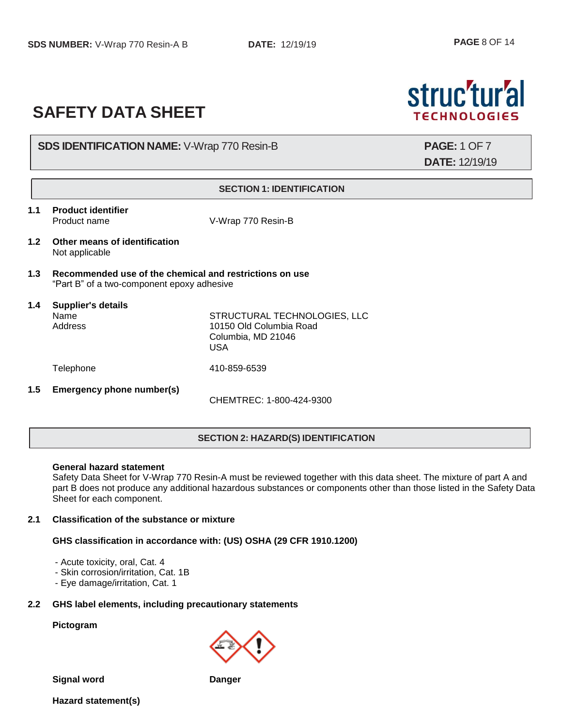# SAFETY DATA SHEET

**SDS IDENTIFICATION NAME:** V-Wrap 770 Resin-B

**PAGE:** 1 OF 7
**DATE:** 12/19/19

## SECTION 1: IDENTIFICATION

**1.1 Product identifier**

Product name: V-Wrap 770 Resin-B

**1.2 Other means of identification**

Not applicable

**1.3 Recommended use of the chemical and restrictions on use**

"Part B" of a two-component epoxy adhesive

**1.4 Supplier's details**

Name: STRUCTURAL TECHNOLOGIES, LLC

Address: 10150 Old Columbia Road
Columbia, MD 21046
USA

Telephone: 410-859-6539

**1.5 Emergency phone number(s)**

CHEMTREC: 1-800-424-9300

## SECTION 2: HAZARD(S) IDENTIFICATION

**General hazard statement**

Safety Data Sheet for V-Wrap 770 Resin-A must be reviewed together with this data sheet. The mixture of part A and part B does not produce any additional hazardous substances or components other than those listed in the Safety Data Sheet for each component.

**2.1 Classification of the substance or mixture**

**GHS classification in accordance with: (US) OSHA (29 CFR 1910.1200)**

- Acute toxicity, oral, Cat. 4
- Skin corrosion/irritation, Cat. 1B
- Eye damage/irritation, Cat. 1

**2.2 GHS label elements, including precautionary statements**

**Pictogram**

**Signal word** **Danger**

**Hazard statement(s)**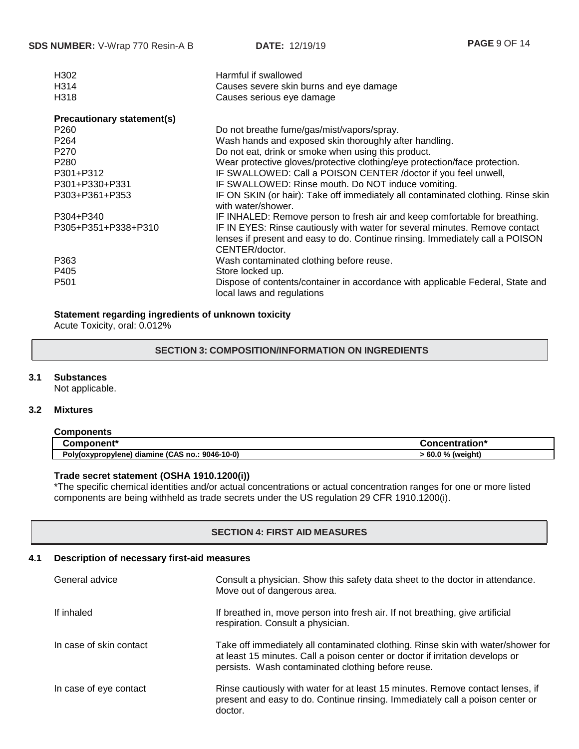| | |
|---|---|
| H302 | Harmful if swallowed |
| H314 | Causes severe skin burns and eye damage |
| H318 | Causes serious eye damage |

**Precautionary statement(s)**

| | |
|---|---|
| P260 | Do not breathe fume/gas/mist/vapors/spray. |
| P264 | Wash hands and exposed skin thoroughly after handling. |
| P270 | Do not eat, drink or smoke when using this product. |
| P280 | Wear protective gloves/protective clothing/eye protection/face protection. |
| P301+P312 | IF SWALLOWED: Call a POISON CENTER /doctor if you feel unwell, |
| P301+P330+P331 | IF SWALLOWED: Rinse mouth. Do NOT induce vomiting. |
| P303+P361+P353 | IF ON SKIN (or hair): Take off immediately all contaminated clothing. Rinse skin with water/shower. |
| P304+P340 | IF INHALED: Remove person to fresh air and keep comfortable for breathing. |
| P305+P351+P338+P310 | IF IN EYES: Rinse cautiously with water for several minutes. Remove contact lenses if present and easy to do. Continue rinsing. Immediately call a POISON CENTER/doctor. |
| P363 | Wash contaminated clothing before reuse. |
| P405 | Store locked up. |
| P501 | Dispose of contents/container in accordance with applicable Federal, State and local laws and regulations |

**Statement regarding ingredients of unknown toxicity**

Acute Toxicity, oral: 0.012%

## SECTION 3: COMPOSITION/INFORMATION ON INGREDIENTS

### 3.1 Substances

Not applicable.

### 3.2 Mixtures

**Components**

| Component* | Concentration* |
|---|---|
| Poly(oxypropylene) diamine (CAS no.: 9046-10-0) | > 60.0 % (weight) |

**Trade secret statement (OSHA 1910.1200(i))**

*The specific chemical identities and/or actual concentrations or actual concentration ranges for one or more listed components are being withheld as trade secrets under the US regulation 29 CFR 1910.1200(i).

## SECTION 4: FIRST AID MEASURES

### 4.1 Description of necessary first-aid measures

| | |
|---|---|
| General advice | Consult a physician. Show this safety data sheet to the doctor in attendance. Move out of dangerous area. |
| If inhaled | If breathed in, move person into fresh air. If not breathing, give artificial respiration. Consult a physician. |
| In case of skin contact | Take off immediately all contaminated clothing. Rinse skin with water/shower for at least 15 minutes. Call a poison center or doctor if irritation develops or persists. Wash contaminated clothing before reuse. |
| In case of eye contact | Rinse cautiously with water for at least 15 minutes. Remove contact lenses, if present and easy to do. Continue rinsing. Immediately call a poison center or doctor. |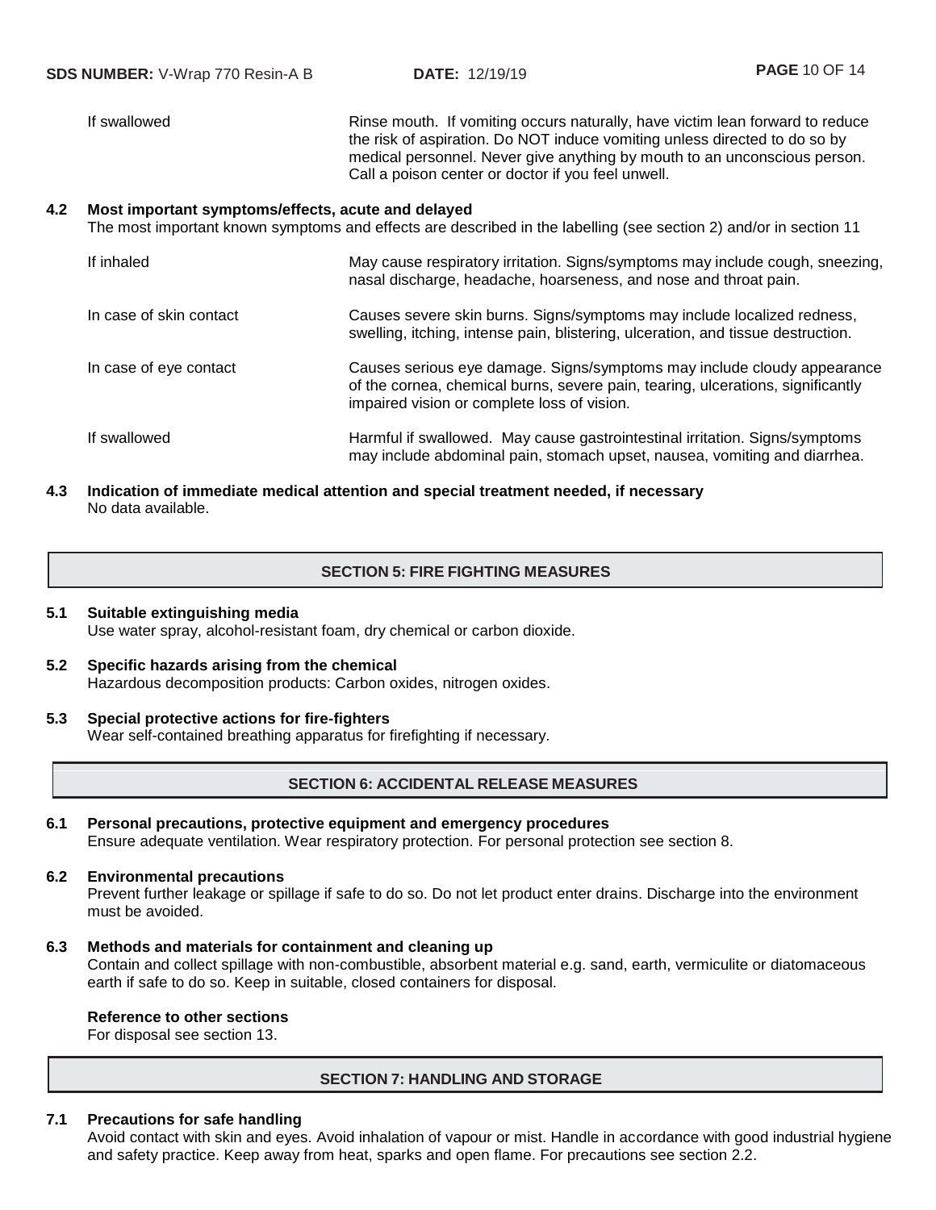| | |
|---|---|
| If swallowed | Rinse mouth. If vomiting occurs naturally, have victim lean forward to reduce the risk of aspiration. Do NOT induce vomiting unless directed to do so by medical personnel. Never give anything by mouth to an unconscious person. Call a poison center or doctor if you feel unwell. |

**4.2 Most important symptoms/effects, acute and delayed**

The most important known symptoms and effects are described in the labelling (see section 2) and/or in section 11

| | |
|---|---|
| If inhaled | May cause respiratory irritation. Signs/symptoms may include cough, sneezing, nasal discharge, headache, hoarseness, and nose and throat pain. |
| In case of skin contact | Causes severe skin burns. Signs/symptoms may include localized redness, swelling, itching, intense pain, blistering, ulceration, and tissue destruction. |
| In case of eye contact | Causes serious eye damage. Signs/symptoms may include cloudy appearance of the cornea, chemical burns, severe pain, tearing, ulcerations, significantly impaired vision or complete loss of vision. |
| If swallowed | Harmful if swallowed. May cause gastrointestinal irritation. Signs/symptoms may include abdominal pain, stomach upset, nausea, vomiting and diarrhea. |

**4.3 Indication of immediate medical attention and special treatment needed, if necessary**

No data available.

## SECTION 5: FIRE FIGHTING MEASURES

**5.1 Suitable extinguishing media**

Use water spray, alcohol-resistant foam, dry chemical or carbon dioxide.

**5.2 Specific hazards arising from the chemical**

Hazardous decomposition products: Carbon oxides, nitrogen oxides.

**5.3 Special protective actions for fire-fighters**

Wear self-contained breathing apparatus for firefighting if necessary.

## SECTION 6: ACCIDENTAL RELEASE MEASURES

**6.1 Personal precautions, protective equipment and emergency procedures**

Ensure adequate ventilation. Wear respiratory protection. For personal protection see section 8.

**6.2 Environmental precautions**

Prevent further leakage or spillage if safe to do so. Do not let product enter drains. Discharge into the environment must be avoided.

**6.3 Methods and materials for containment and cleaning up**

Contain and collect spillage with non-combustible, absorbent material e.g. sand, earth, vermiculite or diatomaceous earth if safe to do so. Keep in suitable, closed containers for disposal.

**Reference to other sections**

For disposal see section 13.

## SECTION 7: HANDLING AND STORAGE

**7.1 Precautions for safe handling**

Avoid contact with skin and eyes. Avoid inhalation of vapour or mist. Handle in accordance with good industrial hygiene and safety practice. Keep away from heat, sparks and open flame. For precautions see section 2.2.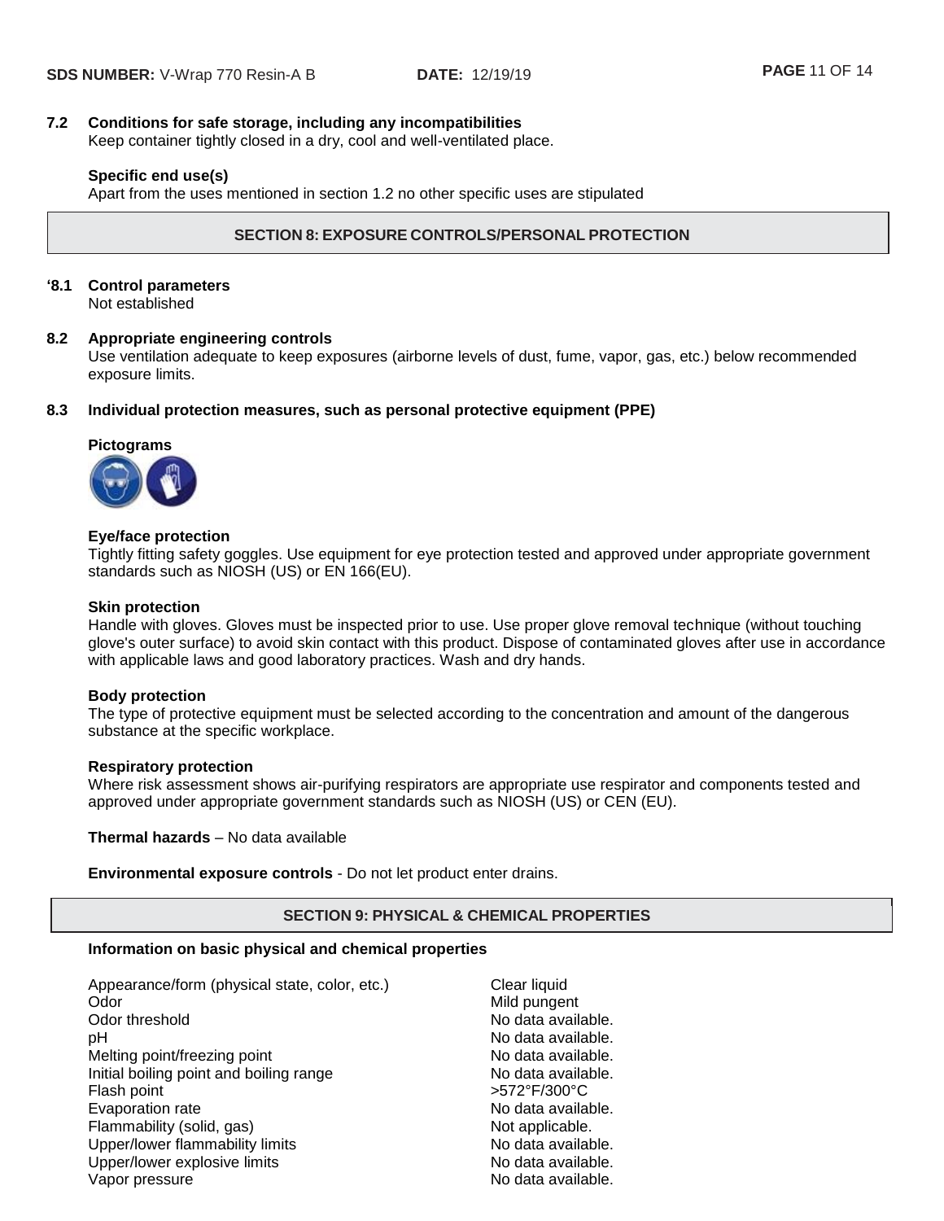**7.2 Conditions for safe storage, including any incompatibilities**
Keep container tightly closed in a dry, cool and well-ventilated place.

**Specific end use(s)**
Apart from the uses mentioned in section 1.2 no other specific uses are stipulated

## SECTION 8: EXPOSURE CONTROLS/PERSONAL PROTECTION

**'8.1 Control parameters**
Not established

**8.2 Appropriate engineering controls**
Use ventilation adequate to keep exposures (airborne levels of dust, fume, vapor, gas, etc.) below recommended exposure limits.

**8.3 Individual protection measures, such as personal protective equipment (PPE)**

**Pictograms**

**Eye/face protection**
Tightly fitting safety goggles. Use equipment for eye protection tested and approved under appropriate government standards such as NIOSH (US) or EN 166(EU).

**Skin protection**
Handle with gloves. Gloves must be inspected prior to use. Use proper glove removal technique (without touching glove's outer surface) to avoid skin contact with this product. Dispose of contaminated gloves after use in accordance with applicable laws and good laboratory practices. Wash and dry hands.

**Body protection**
The type of protective equipment must be selected according to the concentration and amount of the dangerous substance at the specific workplace.

**Respiratory protection**
Where risk assessment shows air-purifying respirators are appropriate use respirator and components tested and approved under appropriate government standards such as NIOSH (US) or CEN (EU).

**Thermal hazards** – No data available

**Environmental exposure controls** - Do not let product enter drains.

## SECTION 9: PHYSICAL & CHEMICAL PROPERTIES

**Information on basic physical and chemical properties**

| | |
|---|---|
| Appearance/form (physical state, color, etc.) | Clear liquid |
| Odor | Mild pungent |
| Odor threshold | No data available. |
| pH | No data available. |
| Melting point/freezing point | No data available. |
| Initial boiling point and boiling range | No data available. |
| Flash point | >572°F/300°C |
| Evaporation rate | No data available. |
| Flammability (solid, gas) | Not applicable. |
| Upper/lower flammability limits | No data available. |
| Upper/lower explosive limits | No data available. |
| Vapor pressure | No data available. |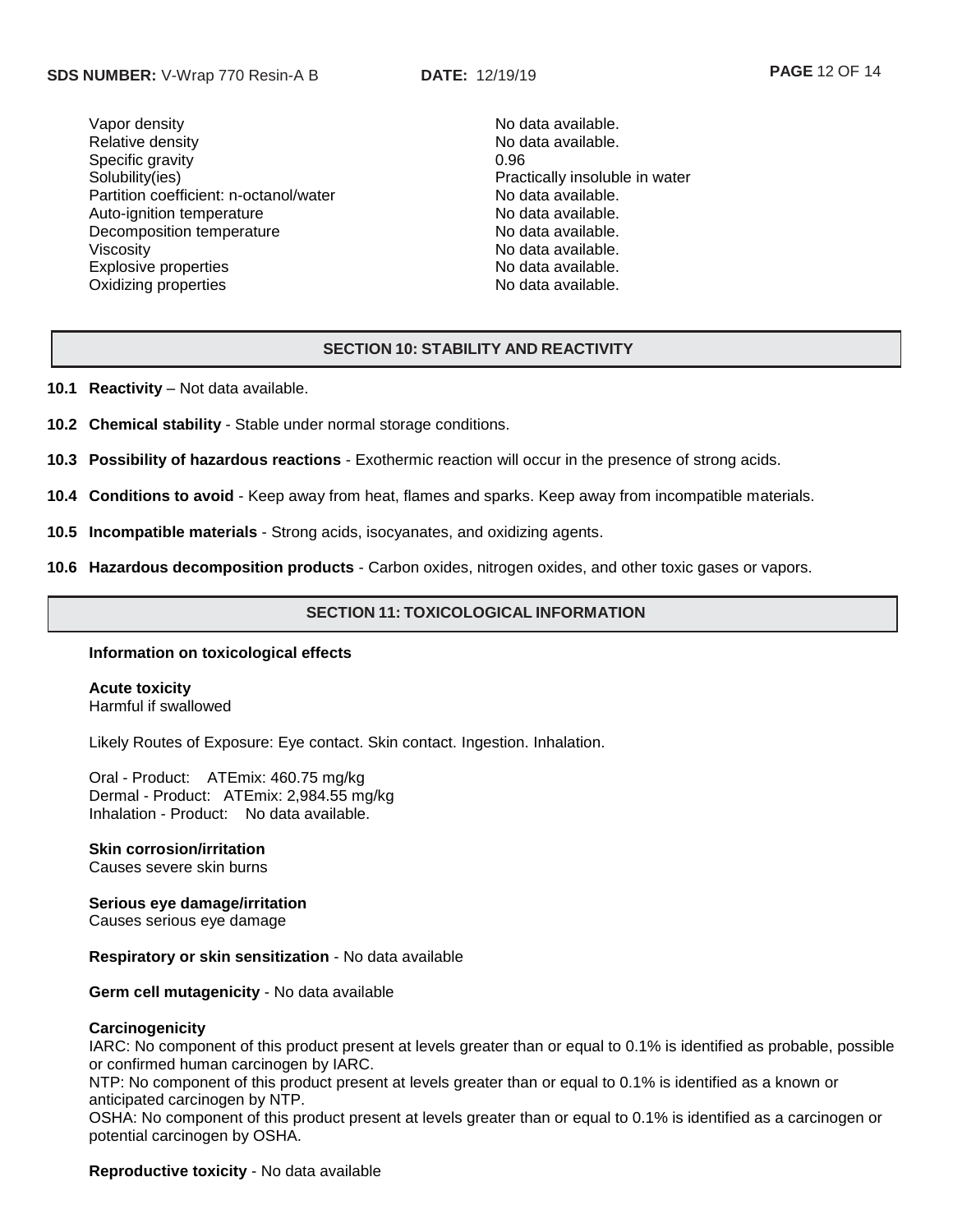| | |
|---|---|
| Vapor density | No data available. |
| Relative density | No data available. |
| Specific gravity | 0.96 |
| Solubility(ies) | Practically insoluble in water |
| Partition coefficient: n-octanol/water | No data available. |
| Auto-ignition temperature | No data available. |
| Decomposition temperature | No data available. |
| Viscosity | No data available. |
| Explosive properties | No data available. |
| Oxidizing properties | No data available. |

## SECTION 10: STABILITY AND REACTIVITY

**10.1 Reactivity** – Not data available.

**10.2 Chemical stability** - Stable under normal storage conditions.

**10.3 Possibility of hazardous reactions** - Exothermic reaction will occur in the presence of strong acids.

**10.4 Conditions to avoid** - Keep away from heat, flames and sparks. Keep away from incompatible materials.

**10.5 Incompatible materials** - Strong acids, isocyanates, and oxidizing agents.

**10.6 Hazardous decomposition products** - Carbon oxides, nitrogen oxides, and other toxic gases or vapors.

## SECTION 11: TOXICOLOGICAL INFORMATION

**Information on toxicological effects**

**Acute toxicity**
Harmful if swallowed

Likely Routes of Exposure: Eye contact. Skin contact. Ingestion. Inhalation.

Oral - Product: ATEmix: 460.75 mg/kg
Dermal - Product: ATEmix: 2,984.55 mg/kg
Inhalation - Product: No data available.

**Skin corrosion/irritation**
Causes severe skin burns

**Serious eye damage/irritation**
Causes serious eye damage

**Respiratory or skin sensitization** - No data available

**Germ cell mutagenicity** - No data available

**Carcinogenicity**
IARC: No component of this product present at levels greater than or equal to 0.1% is identified as probable, possible or confirmed human carcinogen by IARC.
NTP: No component of this product present at levels greater than or equal to 0.1% is identified as a known or anticipated carcinogen by NTP.
OSHA: No component of this product present at levels greater than or equal to 0.1% is identified as a carcinogen or potential carcinogen by OSHA.

**Reproductive toxicity** - No data available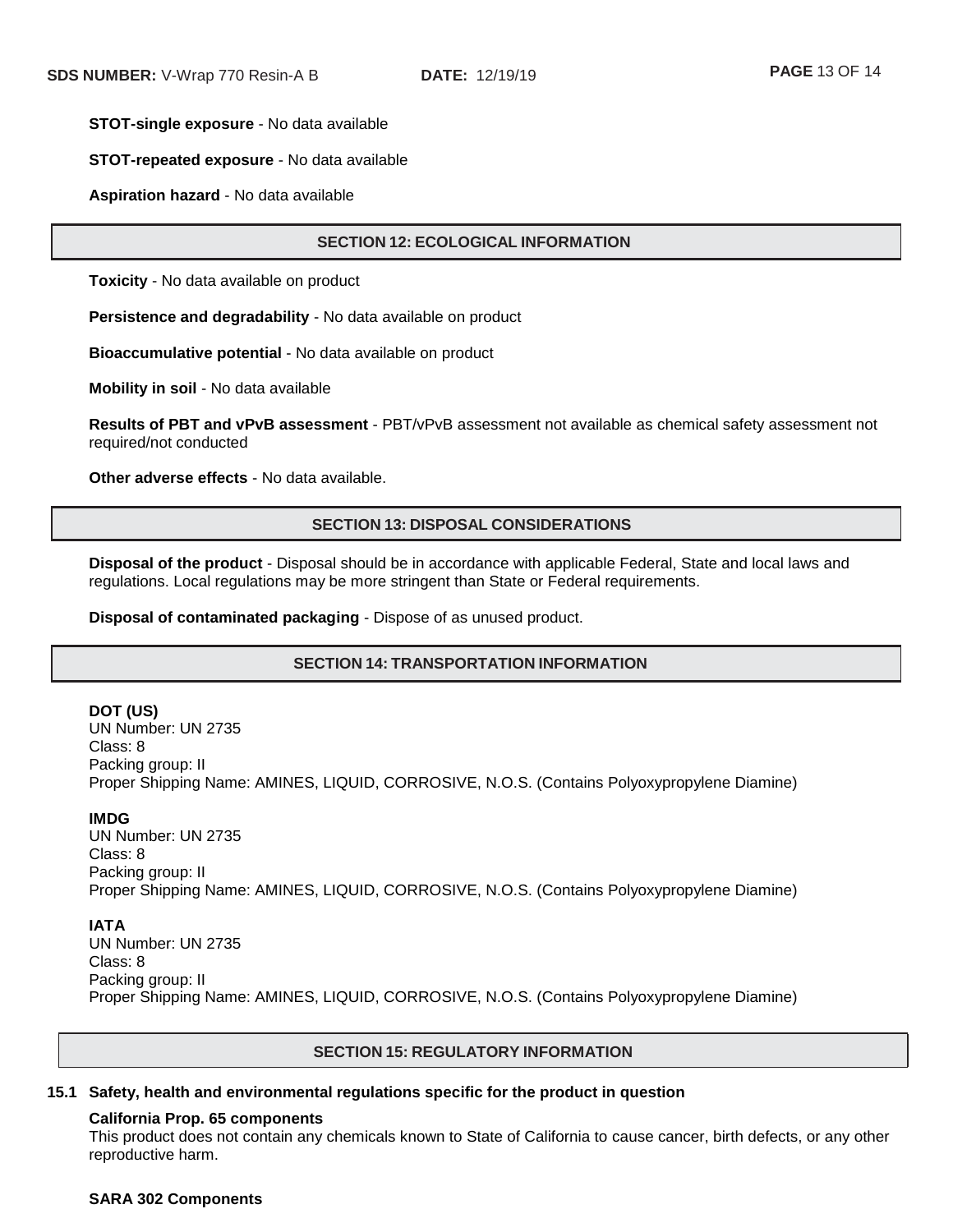**STOT-single exposure** - No data available

**STOT-repeated exposure** - No data available

**Aspiration hazard** - No data available

## SECTION 12: ECOLOGICAL INFORMATION

**Toxicity** - No data available on product

**Persistence and degradability** - No data available on product

**Bioaccumulative potential** - No data available on product

**Mobility in soil** - No data available

**Results of PBT and vPvB assessment** - PBT/vPvB assessment not available as chemical safety assessment not required/not conducted

**Other adverse effects** - No data available.

## SECTION 13: DISPOSAL CONSIDERATIONS

**Disposal of the product** - Disposal should be in accordance with applicable Federal, State and local laws and regulations. Local regulations may be more stringent than State or Federal requirements.

**Disposal of contaminated packaging** - Dispose of as unused product.

## SECTION 14: TRANSPORTATION INFORMATION

**DOT (US)**
UN Number: UN 2735
Class: 8
Packing group: II
Proper Shipping Name: AMINES, LIQUID, CORROSIVE, N.O.S. (Contains Polyoxypropylene Diamine)

**IMDG**
UN Number: UN 2735
Class: 8
Packing group: II
Proper Shipping Name: AMINES, LIQUID, CORROSIVE, N.O.S. (Contains Polyoxypropylene Diamine)

**IATA**
UN Number: UN 2735
Class: 8
Packing group: II
Proper Shipping Name: AMINES, LIQUID, CORROSIVE, N.O.S. (Contains Polyoxypropylene Diamine)

## SECTION 15: REGULATORY INFORMATION

### 15.1 Safety, health and environmental regulations specific for the product in question

**California Prop. 65 components**
This product does not contain any chemicals known to State of California to cause cancer, birth defects, or any other reproductive harm.

**SARA 302 Components**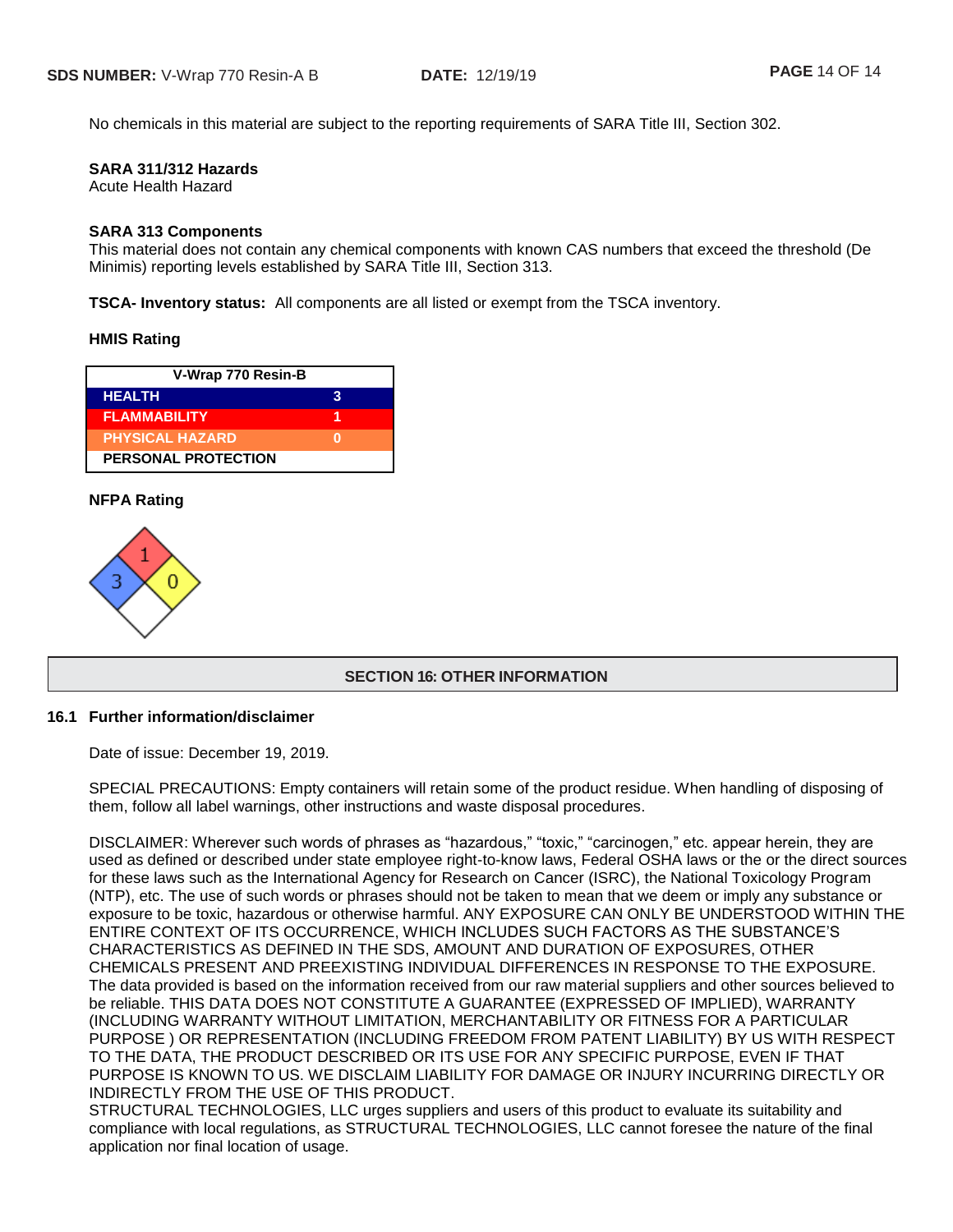No chemicals in this material are subject to the reporting requirements of SARA Title III, Section 302.

**SARA 311/312 Hazards**
Acute Health Hazard

**SARA 313 Components**
This material does not contain any chemical components with known CAS numbers that exceed the threshold (De Minimis) reporting levels established by SARA Title III, Section 313.

**TSCA- Inventory status:** All components are all listed or exempt from the TSCA inventory.

**HMIS Rating**

| V-Wrap 770 Resin-B | |
|---|---|
| HEALTH | 3 |
| FLAMMABILITY | 1 |
| PHYSICAL HAZARD | 0 |
| PERSONAL PROTECTION | |

**NFPA Rating**

1
3
0

## SECTION 16: OTHER INFORMATION

### 16.1 Further information/disclaimer

Date of issue: December 19, 2019.

SPECIAL PRECAUTIONS: Empty containers will retain some of the product residue. When handling of disposing of them, follow all label warnings, other instructions and waste disposal procedures.

DISCLAIMER: Wherever such words of phrases as “hazardous,” “toxic,” “carcinogen,” etc. appear herein, they are used as defined or described under state employee right-to-know laws, Federal OSHA laws or the or the direct sources for these laws such as the International Agency for Research on Cancer (ISRC), the National Toxicology Program (NTP), etc. The use of such words or phrases should not be taken to mean that we deem or imply any substance or exposure to be toxic, hazardous or otherwise harmful. ANY EXPOSURE CAN ONLY BE UNDERSTOOD WITHIN THE ENTIRE CONTEXT OF ITS OCCURRENCE, WHICH INCLUDES SUCH FACTORS AS THE SUBSTANCE’S CHARACTERISTICS AS DEFINED IN THE SDS, AMOUNT AND DURATION OF EXPOSURES, OTHER CHEMICALS PRESENT AND PREEXISTING INDIVIDUAL DIFFERENCES IN RESPONSE TO THE EXPOSURE. The data provided is based on the information received from our raw material suppliers and other sources believed to be reliable. THIS DATA DOES NOT CONSTITUTE A GUARANTEE (EXPRESSED OF IMPLIED), WARRANTY (INCLUDING WARRANTY WITHOUT LIMITATION, MERCHANTABILITY OR FITNESS FOR A PARTICULAR PURPOSE ) OR REPRESENTATION (INCLUDING FREEDOM FROM PATENT LIABILITY) BY US WITH RESPECT TO THE DATA, THE PRODUCT DESCRIBED OR ITS USE FOR ANY SPECIFIC PURPOSE, EVEN IF THAT PURPOSE IS KNOWN TO US. WE DISCLAIM LIABILITY FOR DAMAGE OR INJURY INCURRING DIRECTLY OR INDIRECTLY FROM THE USE OF THIS PRODUCT.
STRUCTURAL TECHNOLOGIES, LLC urges suppliers and users of this product to evaluate its suitability and compliance with local regulations, as STRUCTURAL TECHNOLOGIES, LLC cannot foresee the nature of the final application nor final location of usage.